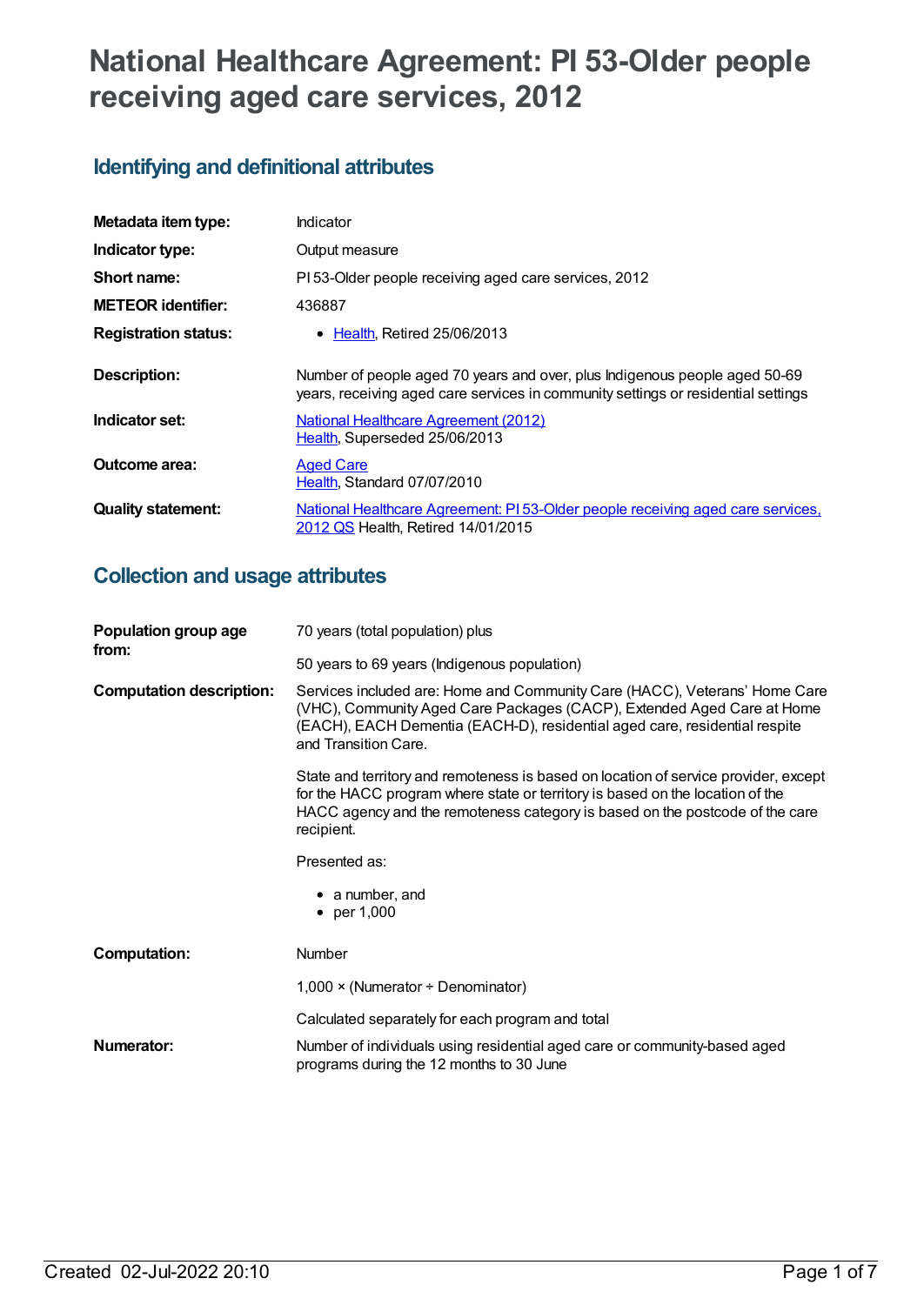# National Healthcare Agreement: PI 53-Older people receiving aged care services, 2012

## Identifying and definitional attributes

| | |
|---|---|
| **Metadata item type:** | Indicator |
| **Indicator type:** | Output measure |
| **Short name:** | PI 53-Older people receiving aged care services, 2012 |
| **METEOR identifier:** | 436887 |
| **Registration status:** | • Health, Retired 25/06/2013 |
| **Description:** | Number of people aged 70 years and over, plus Indigenous people aged 50-69 years, receiving aged care services in community settings or residential settings |
| **Indicator set:** | National Healthcare Agreement (2012) Health, Superseded 25/06/2013 |
| **Outcome area:** | Aged Care Health, Standard 07/07/2010 |
| **Quality statement:** | National Healthcare Agreement: PI 53-Older people receiving aged care services, 2012 QS Health, Retired 14/01/2015 |

## Collection and usage attributes

**Population group age from:**

70 years (total population) plus

50 years to 69 years (Indigenous population)

**Computation description:**

Services included are: Home and Community Care (HACC), Veterans' Home Care (VHC), Community Aged Care Packages (CACP), Extended Aged Care at Home (EACH), EACH Dementia (EACH-D), residential aged care, residential respite and Transition Care.

State and territory and remoteness is based on location of service provider, except for the HACC program where state or territory is based on the location of the HACC agency and the remoteness category is based on the postcode of the care recipient.

Presented as:

- a number, and
- per 1,000

**Computation:**

Number

1,000 × (Numerator ÷ Denominator)

Calculated separately for each program and total

**Numerator:**

Number of individuals using residential aged care or community-based aged programs during the 12 months to 30 June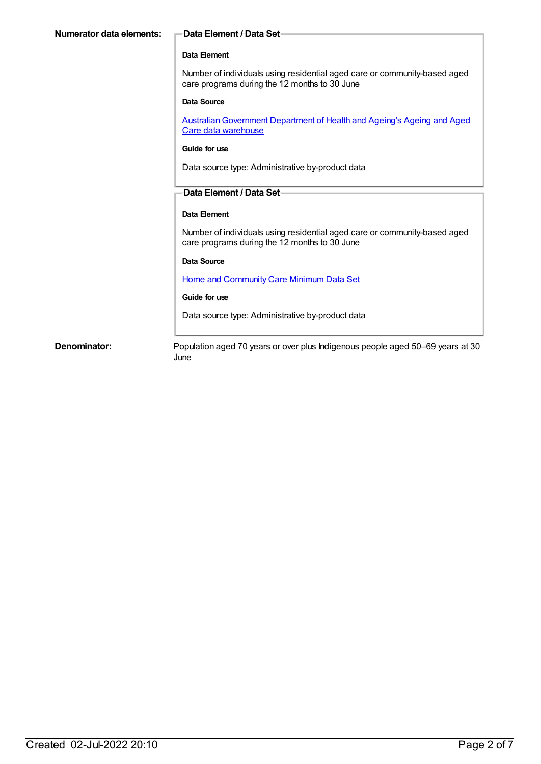**Numerator data elements:**

**Data Element / Data Set**

**Data Element**

Number of individuals using residential aged care or community-based aged care programs during the 12 months to 30 June

**Data Source**

Australian Government Department of Health and Ageing's Ageing and Aged Care data warehouse

**Guide for use**

Data source type: Administrative by-product data

**Data Element / Data Set**

**Data Element**

Number of individuals using residential aged care or community-based aged care programs during the 12 months to 30 June

**Data Source**

Home and Community Care Minimum Data Set

**Guide for use**

Data source type: Administrative by-product data

**Denominator:**

Population aged 70 years or over plus Indigenous people aged 50–69 years at 30 June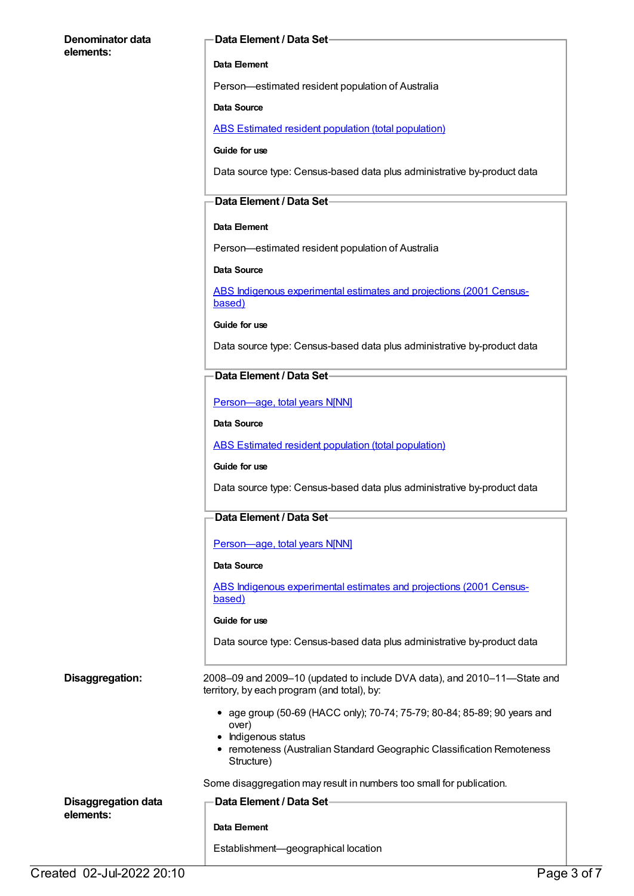**Denominator data elements:**

**Data Element / Data Set**

**Data Element**

Person—estimated resident population of Australia

**Data Source**

ABS Estimated resident population (total population)

**Guide for use**

Data source type: Census-based data plus administrative by-product data

**Data Element / Data Set**

**Data Element**

Person—estimated resident population of Australia

**Data Source**

ABS Indigenous experimental estimates and projections (2001 Census-based)

**Guide for use**

Data source type: Census-based data plus administrative by-product data

**Data Element / Data Set**

Person—age, total years N[NN]

**Data Source**

ABS Estimated resident population (total population)

**Guide for use**

Data source type: Census-based data plus administrative by-product data

**Data Element / Data Set**

Person—age, total years N[NN]

**Data Source**

ABS Indigenous experimental estimates and projections (2001 Census-based)

**Guide for use**

Data source type: Census-based data plus administrative by-product data

**Disaggregation:**

2008–09 and 2009–10 (updated to include DVA data), and 2010–11—State and territory, by each program (and total), by:

- age group (50-69 (HACC only); 70-74; 75-79; 80-84; 85-89; 90 years and over)
- Indigenous status
- remoteness (Australian Standard Geographic Classification Remoteness Structure)

Some disaggregation may result in numbers too small for publication.

**Disaggregation data elements:**

**Data Element / Data Set**

**Data Element**

Establishment—geographical location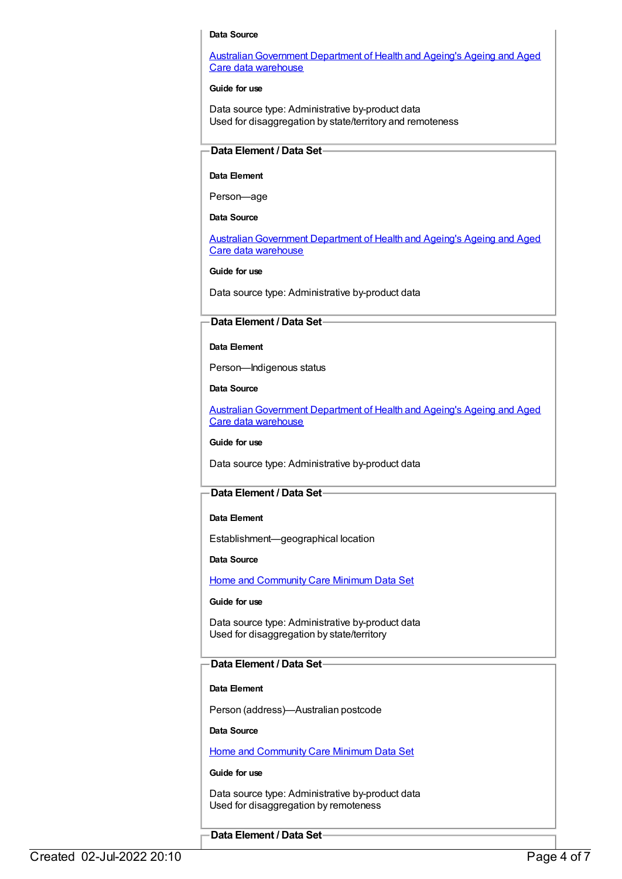**Data Source**

[Australian Government Department of Health and Ageing's Ageing and Aged Care data warehouse]

**Guide for use**

Data source type: Administrative by-product data
Used for disaggregation by state/territory and remoteness

### Data Element / Data Set

**Data Element**

Person—age

**Data Source**

[Australian Government Department of Health and Ageing's Ageing and Aged Care data warehouse]

**Guide for use**

Data source type: Administrative by-product data

### Data Element / Data Set

**Data Element**

Person—Indigenous status

**Data Source**

[Australian Government Department of Health and Ageing's Ageing and Aged Care data warehouse]

**Guide for use**

Data source type: Administrative by-product data

### Data Element / Data Set

**Data Element**

Establishment—geographical location

**Data Source**

[Home and Community Care Minimum Data Set]

**Guide for use**

Data source type: Administrative by-product data
Used for disaggregation by state/territory

### Data Element / Data Set

**Data Element**

Person (address)—Australian postcode

**Data Source**

[Home and Community Care Minimum Data Set]

**Guide for use**

Data source type: Administrative by-product data
Used for disaggregation by remoteness

### Data Element / Data Set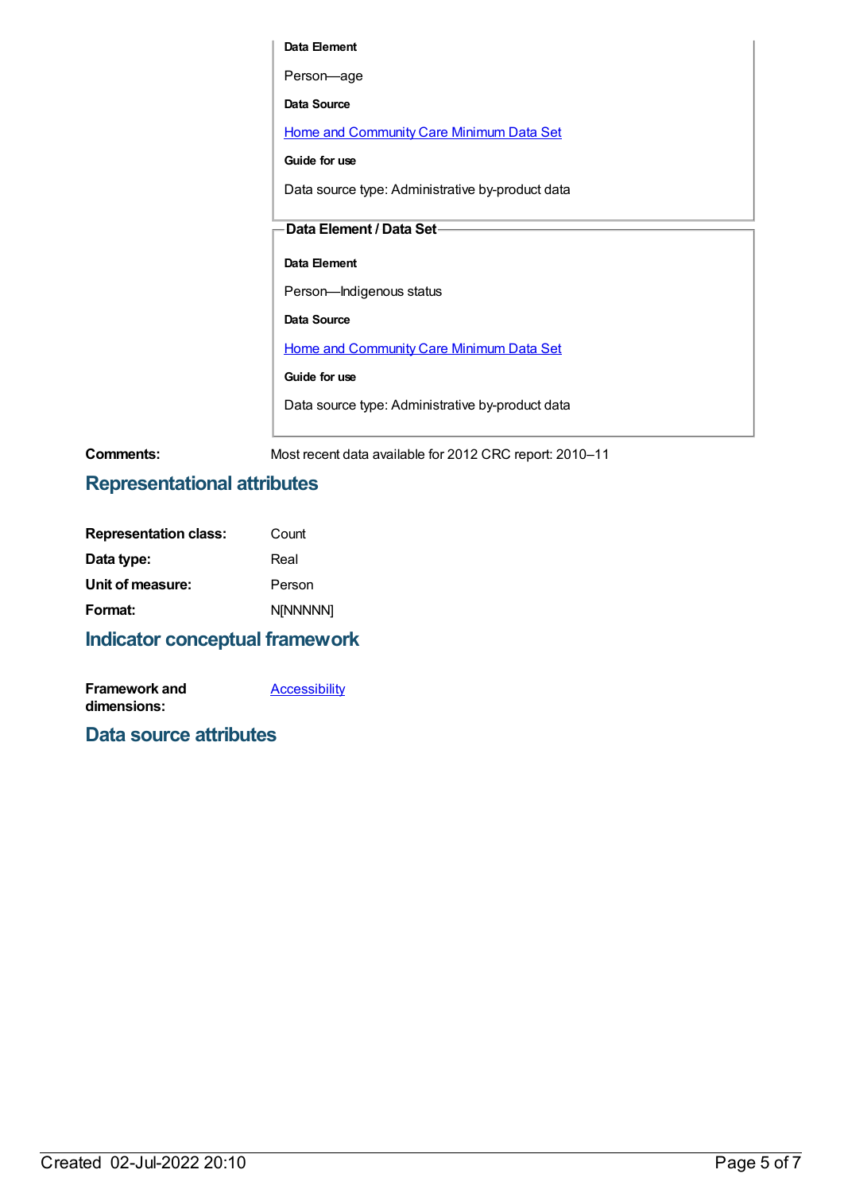**Data Element**

Person—age

**Data Source**

Home and Community Care Minimum Data Set

**Guide for use**

Data source type: Administrative by-product data

**Data Element / Data Set**

**Data Element**

Person—Indigenous status

**Data Source**

Home and Community Care Minimum Data Set

**Guide for use**

Data source type: Administrative by-product data

**Comments:** Most recent data available for 2012 CRC report: 2010–11

## Representational attributes

**Representation class:** Count

**Data type:** Real

**Unit of measure:** Person

**Format:** N[NNNNN]

## Indicator conceptual framework

**Framework and dimensions:** Accessibility

## Data source attributes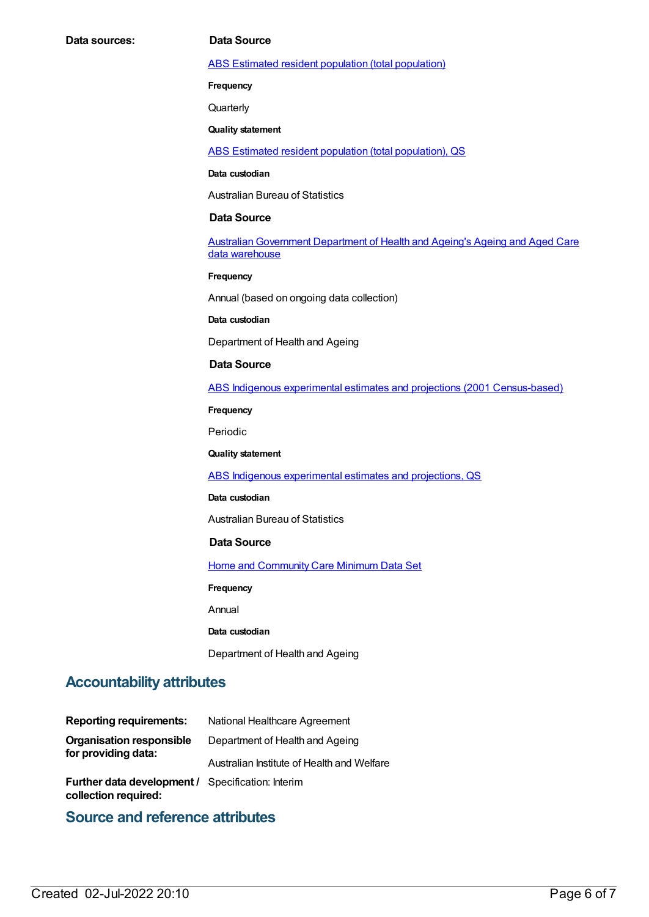**Data sources:**

**Data Source**

ABS Estimated resident population (total population)

**Frequency**

Quarterly

**Quality statement**

ABS Estimated resident population (total population), QS

**Data custodian**

Australian Bureau of Statistics

**Data Source**

Australian Government Department of Health and Ageing's Ageing and Aged Care data warehouse

**Frequency**

Annual (based on ongoing data collection)

**Data custodian**

Department of Health and Ageing

**Data Source**

ABS Indigenous experimental estimates and projections (2001 Census-based)

**Frequency**

Periodic

**Quality statement**

ABS Indigenous experimental estimates and projections, QS

**Data custodian**

Australian Bureau of Statistics

**Data Source**

Home and Community Care Minimum Data Set

**Frequency**

Annual

**Data custodian**

Department of Health and Ageing

## Accountability attributes

**Reporting requirements:** National Healthcare Agreement

**Organisation responsible for providing data:** Department of Health and Ageing

Australian Institute of Health and Welfare

**Further data development / collection required:** Specification: Interim

## Source and reference attributes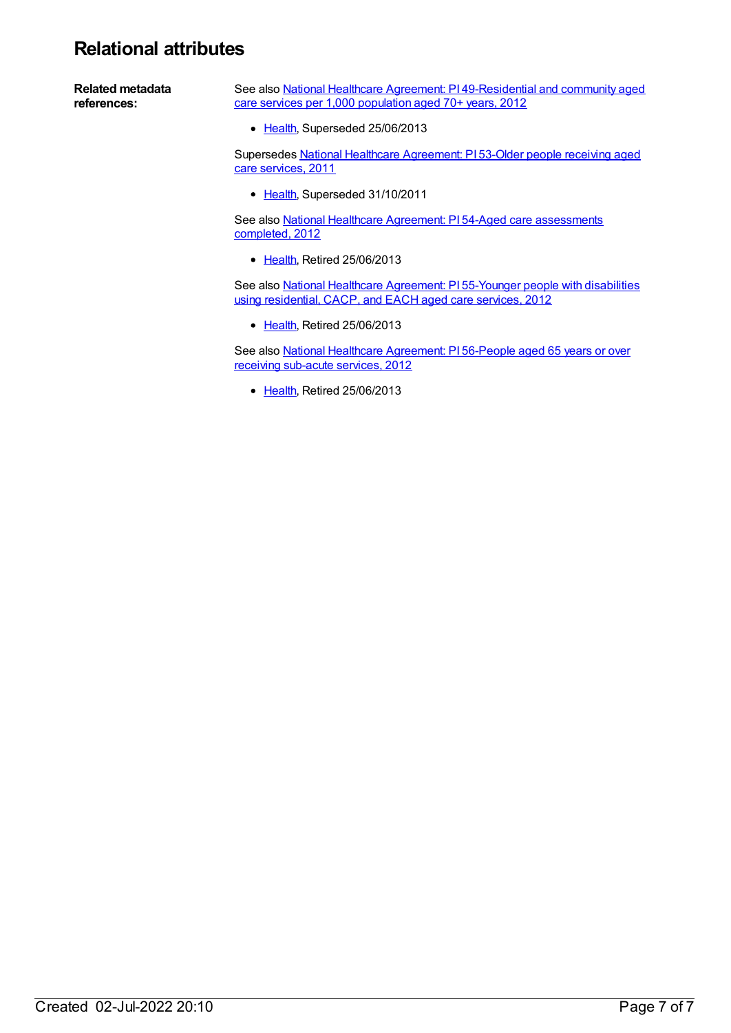## Relational attributes

**Related metadata references:**

See also National Healthcare Agreement: PI 49-Residential and community aged care services per 1,000 population aged 70+ years, 2012

- Health, Superseded 25/06/2013

Supersedes National Healthcare Agreement: PI 53-Older people receiving aged care services, 2011

- Health, Superseded 31/10/2011

See also National Healthcare Agreement: PI 54-Aged care assessments completed, 2012

- Health, Retired 25/06/2013

See also National Healthcare Agreement: PI 55-Younger people with disabilities using residential, CACP, and EACH aged care services, 2012

- Health, Retired 25/06/2013

See also National Healthcare Agreement: PI 56-People aged 65 years or over receiving sub-acute services, 2012

- Health, Retired 25/06/2013